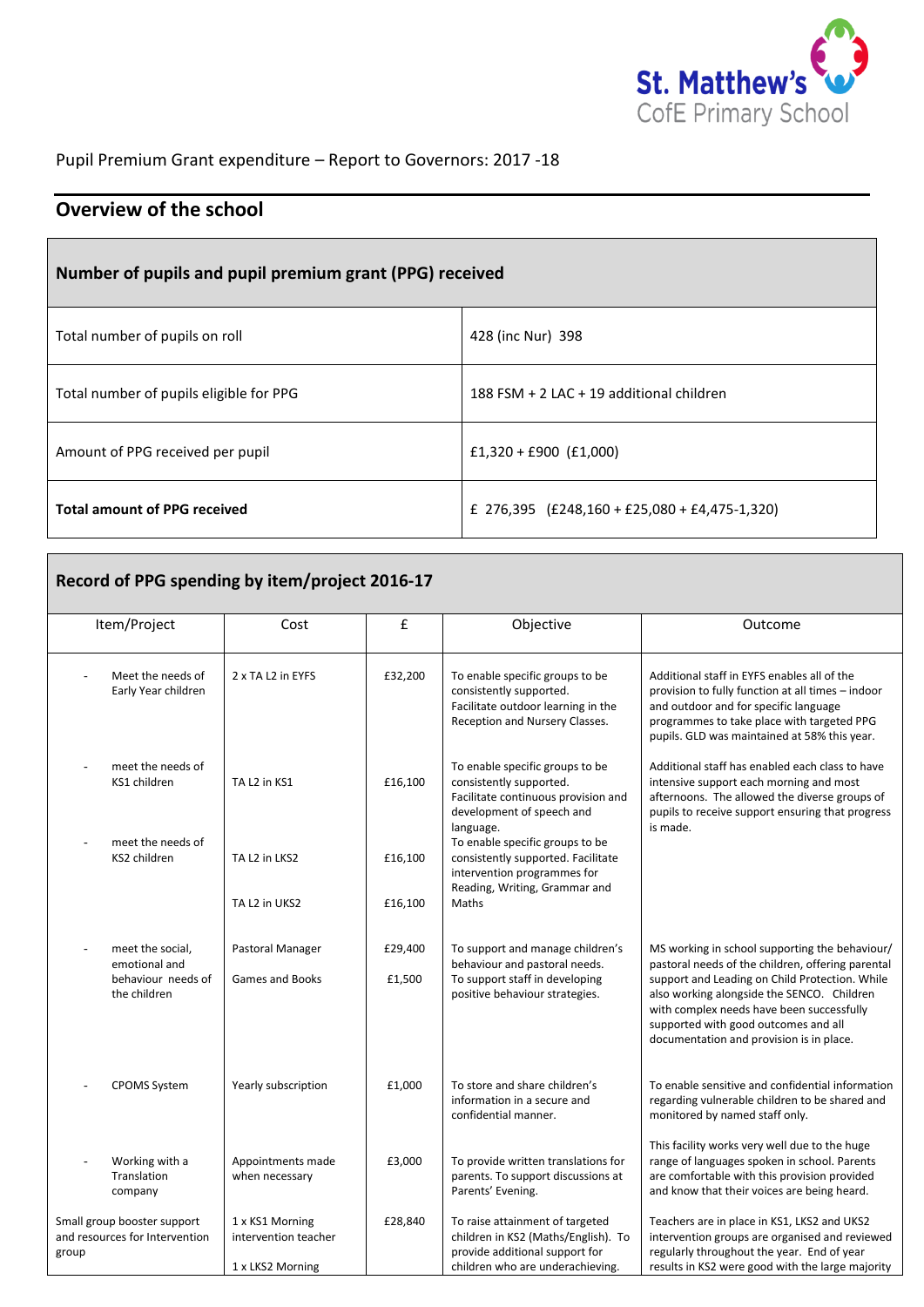St. Matthew's CofE Primary School

Pupil Premium Grant expenditure – Report to Governors: 2017 -18

## Overview of the school

| Number of pupils and pupil premium grant (PPG) received | |
|---|---|
| Total number of pupils on roll | 428 (inc Nur) 398 |
| Total number of pupils eligible for PPG | 188 FSM + 2 LAC + 19 additional children |
| Amount of PPG received per pupil | £1,320 + £900 (£1,000) |
| **Total amount of PPG received** | £ 276,395 (£248,160 + £25,080 + £4,475-1,320) |

## Record of PPG spending by item/project 2016-17

| Item/Project | Cost | £ | Objective | Outcome |
|---|---|---|---|---|
| - Meet the needs of Early Year children | 2 x TA L2 in EYFS | £32,200 | To enable specific groups to be consistently supported. Facilitate outdoor learning in the Reception and Nursery Classes. | Additional staff in EYFS enables all of the provision to fully function at all times – indoor and outdoor and for specific language programmes to take place with targeted PPG pupils. GLD was maintained at 58% this year. |
| - meet the needs of KS1 children | TA L2 in KS1 | £16,100 | To enable specific groups to be consistently supported. Facilitate continuous provision and development of speech and language. | Additional staff has enabled each class to have intensive support each morning and most afternoons. The allowed the diverse groups of pupils to receive support ensuring that progress is made. |
| - meet the needs of KS2 children | TA L2 in LKS2<br>TA L2 in UKS2 | £16,100<br>£16,100 | To enable specific groups to be consistently supported. Facilitate intervention programmes for Reading, Writing, Grammar and Maths | |
| - meet the social, emotional and behaviour needs of the children | Pastoral Manager<br>Games and Books | £29,400<br>£1,500 | To support and manage children's behaviour and pastoral needs. To support staff in developing positive behaviour strategies. | MS working in school supporting the behaviour/ pastoral needs of the children, offering parental support and Leading on Child Protection. While also working alongside the SENCO. Children with complex needs have been successfully supported with good outcomes and all documentation and provision is in place. |
| - CPOMS System | Yearly subscription | £1,000 | To store and share children's information in a secure and confidential manner. | To enable sensitive and confidential information regarding vulnerable children to be shared and monitored by named staff only. |
| - Working with a Translation company | Appointments made when necessary | £3,000 | To provide written translations for parents. To support discussions at Parents' Evening. | This facility works very well due to the huge range of languages spoken in school. Parents are comfortable with this provision provided and know that their voices are being heard. |
| Small group booster support and resources for Intervention group | 1 x KS1 Morning intervention teacher<br>1 x LKS2 Morning | £28,840 | To raise attainment of targeted children in KS2 (Maths/English). To provide additional support for children who are underachieving. | Teachers are in place in KS1, LKS2 and UKS2 intervention groups are organised and reviewed regularly throughout the year. End of year results in KS2 were good with the large majority |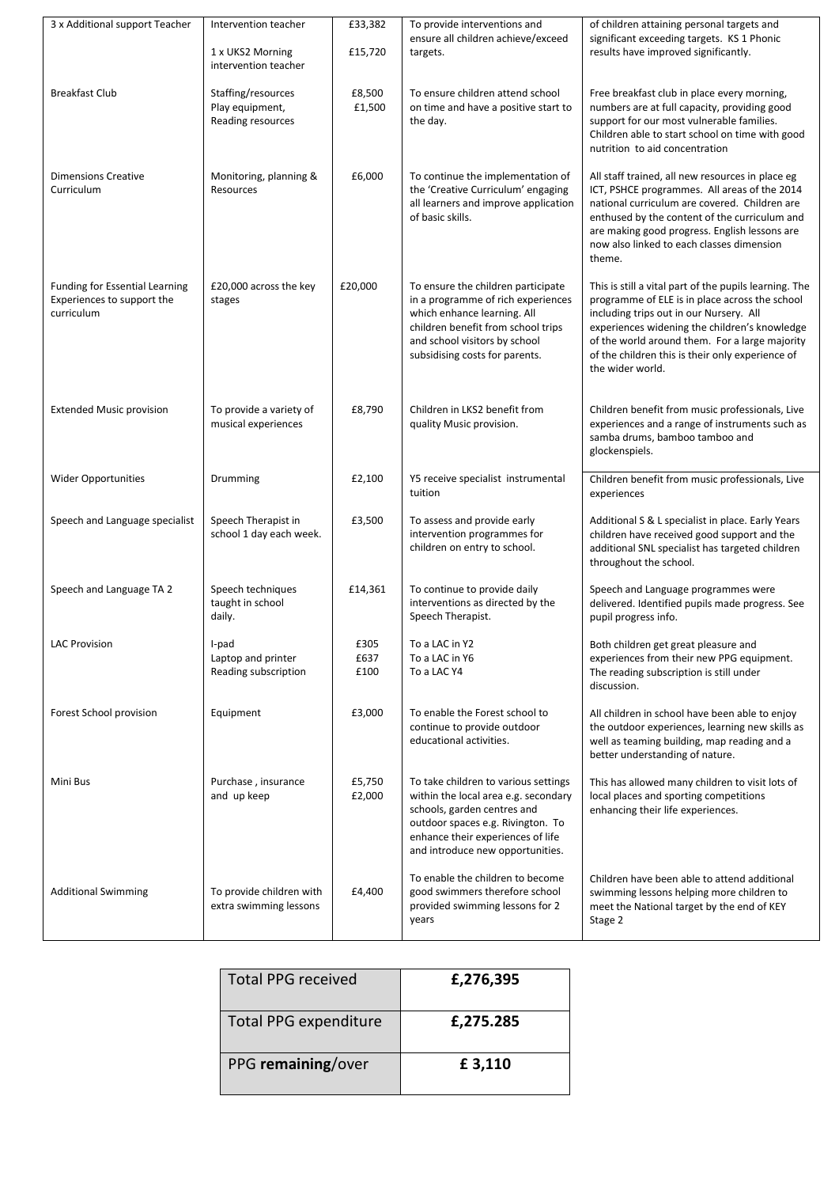| | | | | |
|---|---|---|---|---|
| 3 x Additional support Teacher | Intervention teacher<br><br>1 x UKS2 Morning intervention teacher | £33,382<br><br>£15,720 | To provide interventions and ensure all children achieve/exceed targets. | of children attaining personal targets and significant exceeding targets. KS 1 Phonic results have improved significantly. |
| Breakfast Club | Staffing/resources<br>Play equipment,<br>Reading resources | £8,500<br>£1,500 | To ensure children attend school on time and have a positive start to the day. | Free breakfast club in place every morning, numbers are at full capacity, providing good support for our most vulnerable families. Children able to start school on time with good nutrition to aid concentration |
| Dimensions Creative Curriculum | Monitoring, planning & Resources | £6,000 | To continue the implementation of the 'Creative Curriculum' engaging all learners and improve application of basic skills. | All staff trained, all new resources in place eg ICT, PSHCE programmes. All areas of the 2014 national curriculum are covered. Children are enthused by the content of the curriculum and are making good progress. English lessons are now also linked to each classes dimension theme. |
| Funding for Essential Learning Experiences to support the curriculum | £20,000 across the key stages | £20,000 | To ensure the children participate in a programme of rich experiences which enhance learning. All children benefit from school trips and school visitors by school subsidising costs for parents. | This is still a vital part of the pupils learning. The programme of ELE is in place across the school including trips out in our Nursery. All experiences widening the children's knowledge of the world around them. For a large majority of the children this is their only experience of the wider world. |
| Extended Music provision | To provide a variety of musical experiences | £8,790 | Children in LKS2 benefit from quality Music provision. | Children benefit from music professionals, Live experiences and a range of instruments such as samba drums, bamboo tamboo and glockenspiels. |
| Wider Opportunities | Drumming | £2,100 | Y5 receive specialist instrumental tuition | Children benefit from music professionals, Live experiences |
| Speech and Language specialist | Speech Therapist in school 1 day each week. | £3,500 | To assess and provide early intervention programmes for children on entry to school. | Additional S & L specialist in place. Early Years children have received good support and the additional SNL specialist has targeted children throughout the school. |
| Speech and Language TA 2 | Speech techniques taught in school daily. | £14,361 | To continue to provide daily interventions as directed by the Speech Therapist. | Speech and Language programmes were delivered. Identified pupils made progress. See pupil progress info. |
| LAC Provision | I-pad<br>Laptop and printer<br>Reading subscription | £305<br>£637<br>£100 | To a LAC in Y2<br>To a LAC in Y6<br>To a LAC Y4 | Both children get great pleasure and experiences from their new PPG equipment. The reading subscription is still under discussion. |
| Forest School provision | Equipment | £3,000 | To enable the Forest school to continue to provide outdoor educational activities. | All children in school have been able to enjoy the outdoor experiences, learning new skills as well as teaming building, map reading and a better understanding of nature. |
| Mini Bus | Purchase , insurance and up keep | £5,750<br>£2,000 | To take children to various settings within the local area e.g. secondary schools, garden centres and outdoor spaces e.g. Rivington. To enhance their experiences of life and introduce new opportunities. | This has allowed many children to visit lots of local places and sporting competitions enhancing their life experiences. |
| Additional Swimming | To provide children with extra swimming lessons | £4,400 | To enable the children to become good swimmers therefore school provided swimming lessons for 2 years | Children have been able to attend additional swimming lessons helping more children to meet the National target by the end of KEY Stage 2 |

| | |
|---|---|
| Total PPG received | **£,276,395** |
| Total PPG expenditure | **£,275.285** |
| PPG **remaining**/over | **£ 3,110** |